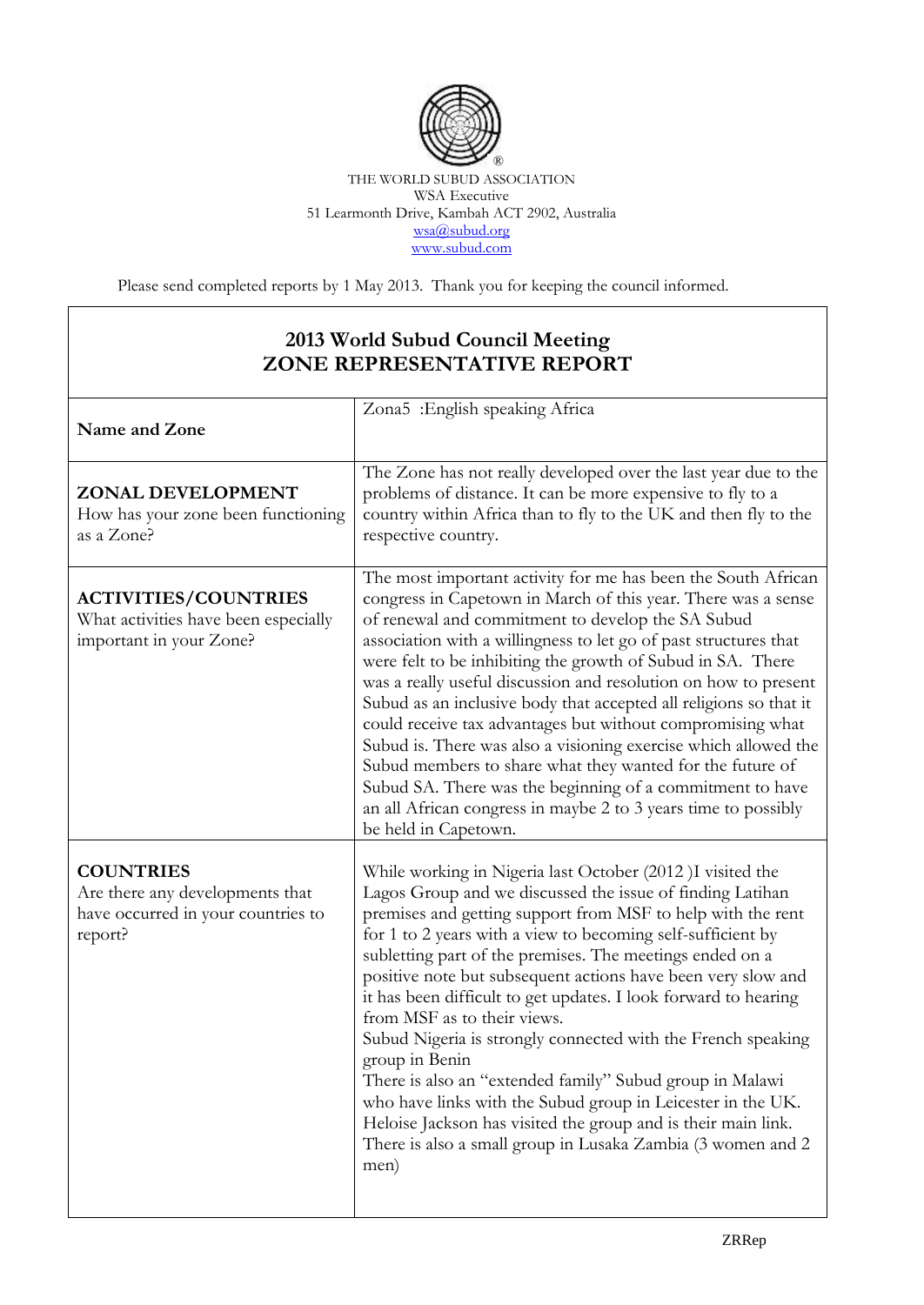THE WORLD SUBUD ASSOCIATION
WSA Executive
51 Learmonth Drive, Kambah ACT 2902, Australia
wsa@subud.org
www.subud.com

Please send completed reports by 1 May 2013. Thank you for keeping the council informed.

## 2013 World Subud Council Meeting
## ZONE REPRESENTATIVE REPORT

| | |
|---|---|
| **Name and Zone** | Zona5 :English speaking Africa |
| **ZONAL DEVELOPMENT**<br>How has your zone been functioning as a Zone? | The Zone has not really developed over the last year due to the problems of distance. It can be more expensive to fly to a country within Africa than to fly to the UK and then fly to the respective country. |
| **ACTIVITIES/COUNTRIES**<br>What activities have been especially important in your Zone? | The most important activity for me has been the South African congress in Capetown in March of this year. There was a sense of renewal and commitment to develop the SA Subud association with a willingness to let go of past structures that were felt to be inhibiting the growth of Subud in SA. There was a really useful discussion and resolution on how to present Subud as an inclusive body that accepted all religions so that it could receive tax advantages but without compromising what Subud is. There was also a visioning exercise which allowed the Subud members to share what they wanted for the future of Subud SA. There was the beginning of a commitment to have an all African congress in maybe 2 to 3 years time to possibly be held in Capetown. |
| **COUNTRIES**<br>Are there any developments that have occurred in your countries to report? | While working in Nigeria last October (2012 )I visited the Lagos Group and we discussed the issue of finding Latihan premises and getting support from MSF to help with the rent for 1 to 2 years with a view to becoming self-sufficient by subletting part of the premises. The meetings ended on a positive note but subsequent actions have been very slow and it has been difficult to get updates. I look forward to hearing from MSF as to their views.<br>Subud Nigeria is strongly connected with the French speaking group in Benin<br>There is also an "extended family" Subud group in Malawi who have links with the Subud group in Leicester in the UK. Heloise Jackson has visited the group and is their main link.<br>There is also a small group in Lusaka Zambia (3 women and 2 men) |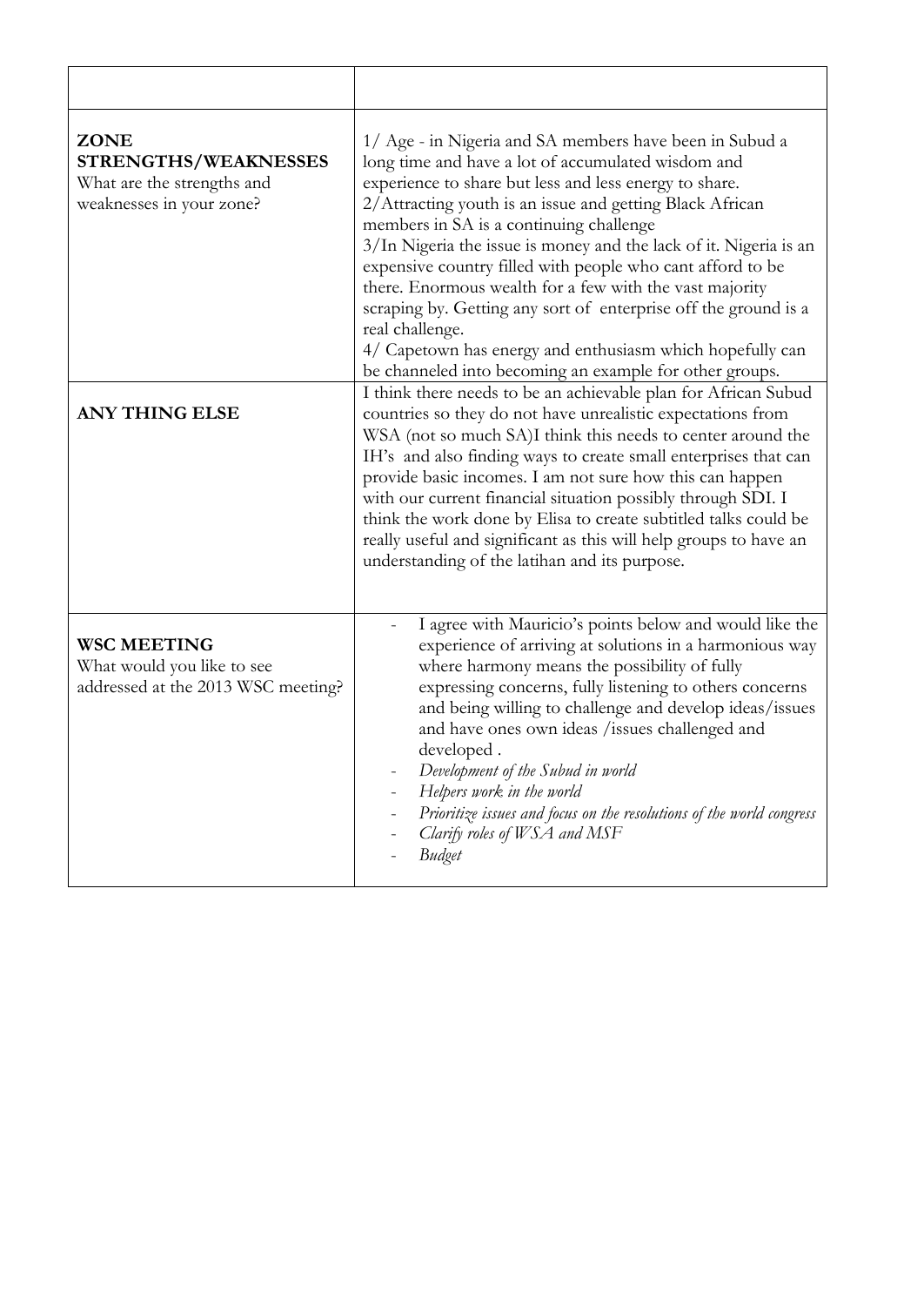| | |
|---|---|
| | |
| **ZONE STRENGTHS/WEAKNESSES**<br>What are the strengths and weaknesses in your zone? | 1/ Age - in Nigeria and SA members have been in Subud a long time and have a lot of accumulated wisdom and experience to share but less and less energy to share.<br>2/Attracting youth is an issue and getting Black African members in SA is a continuing challenge<br>3/In Nigeria the issue is money and the lack of it. Nigeria is an expensive country filled with people who cant afford to be there. Enormous wealth for a few with the vast majority scraping by. Getting any sort of enterprise off the ground is a real challenge.<br>4/ Capetown has energy and enthusiasm which hopefully can be channeled into becoming an example for other groups. |
| **ANY THING ELSE** | I think there needs to be an achievable plan for African Subud countries so they do not have unrealistic expectations from WSA (not so much SA)I think this needs to center around the IH's and also finding ways to create small enterprises that can provide basic incomes. I am not sure how this can happen with our current financial situation possibly through SDI. I think the work done by Elisa to create subtitled talks could be really useful and significant as this will help groups to have an understanding of the latihan and its purpose. |
| **WSC MEETING**<br>What would you like to see addressed at the 2013 WSC meeting? | - I agree with Mauricio's points below and would like the experience of arriving at solutions in a harmonious way where harmony means the possibility of fully expressing concerns, fully listening to others concerns and being willing to challenge and develop ideas/issues and have ones own ideas /issues challenged and developed .<br>- *Development of the Subud in world*<br>- *Helpers work in the world*<br>- *Prioritize issues and focus on the resolutions of the world congress*<br>- *Clarify roles of WSA and MSF*<br>- *Budget* |